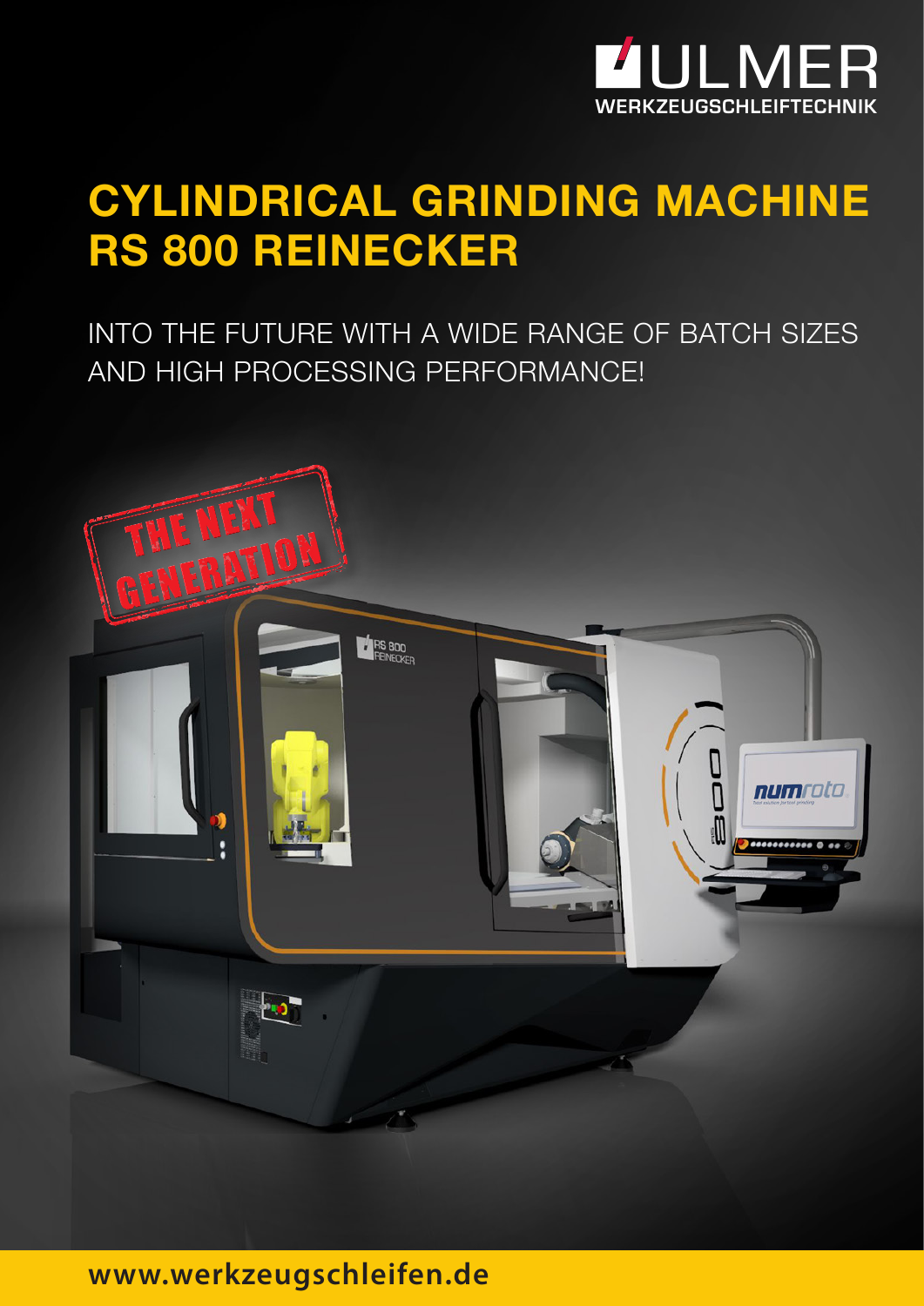ULMER
WERKZEUGSCHLEIFTECHNIK

# CYLINDRICAL GRINDING MACHINE RS 800 REINECKER

INTO THE FUTURE WITH A WIDE RANGE OF BATCH SIZES AND HIGH PROCESSING PERFORMANCE!

THE NEXT GENERATION

www.werkzeugschleifen.de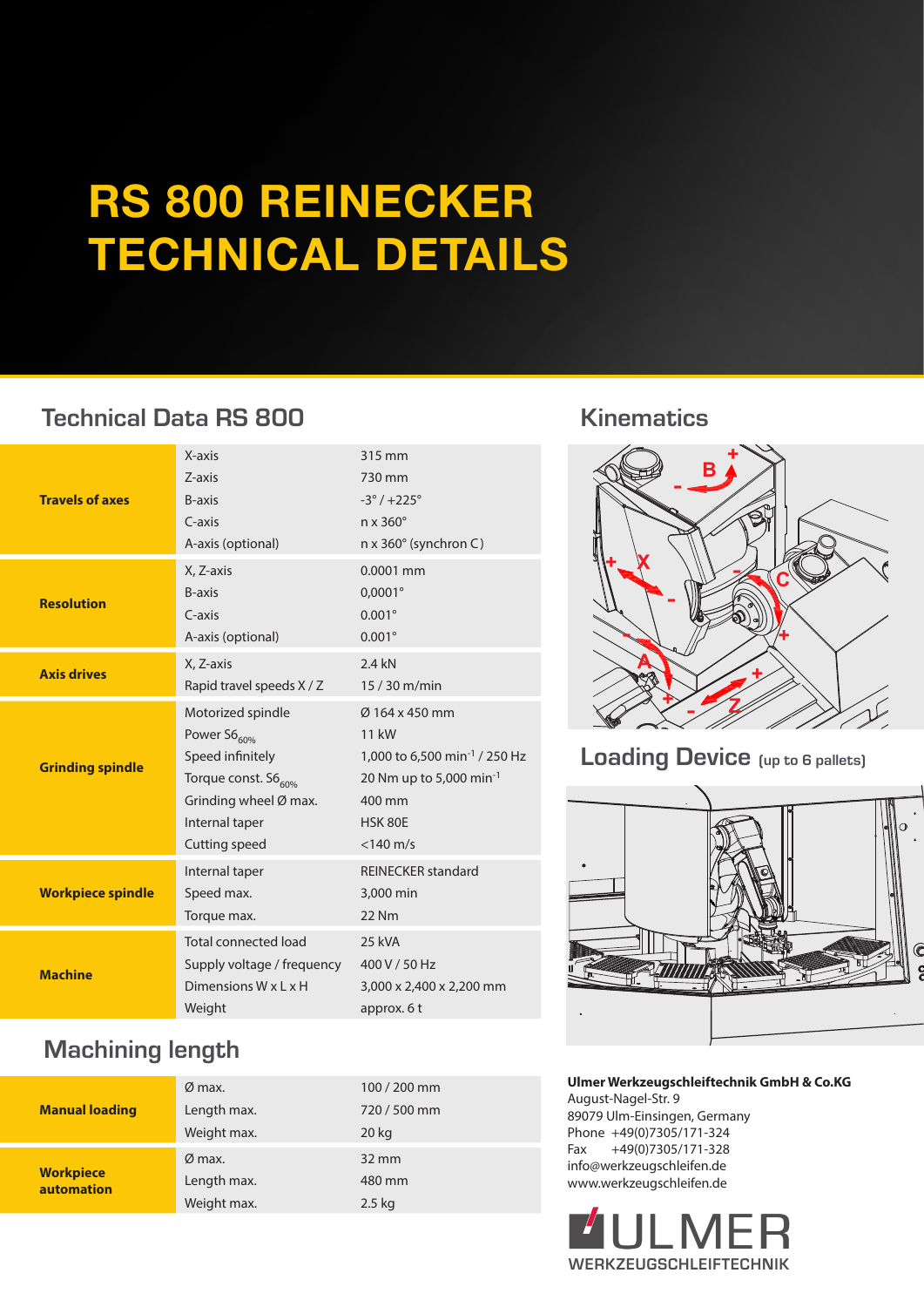# RS 800 REINECKER TECHNICAL DETAILS

## Technical Data RS 800

| | | |
|---|---|---|
| **Travels of axes** | X-axis | 315 mm |
| | Z-axis | 730 mm |
| | B-axis | -3° / +225° |
| | C-axis | n x 360° |
| | A-axis (optional) | n x 360° (synchron C) |
| **Resolution** | X, Z-axis | 0.0001 mm |
| | B-axis | 0,0001° |
| | C-axis | 0.001° |
| | A-axis (optional) | 0.001° |
| **Axis drives** | X, Z-axis | 2.4 kN |
| | Rapid travel speeds X / Z | 15 / 30 m/min |
| **Grinding spindle** | Motorized spindle | Ø 164 x 450 mm |
| | Power $S6_{60\%}$ | 11 kW |
| | Speed infinitely | 1,000 to 6,500 $min^{-1}$ / 250 Hz |
| | Torque const. $S6_{60\%}$ | 20 Nm up to 5,000 $min^{-1}$ |
| | Grinding wheel Ø max. | 400 mm |
| | Internal taper | HSK 80E |
| | Cutting speed | <140 m/s |
| **Workpiece spindle** | Internal taper | REINECKER standard |
| | Speed max. | 3,000 min |
| | Torque max. | 22 Nm |
| **Machine** | Total connected load | 25 kVA |
| | Supply voltage / frequency | 400 V / 50 Hz |
| | Dimensions W x L x H | 3,000 x 2,400 x 2,200 mm |
| | Weight | approx. 6 t |

## Machining length

| | | |
|---|---|---|
| **Manual loading** | Ø max. | 100 / 200 mm |
| | Length max. | 720 / 500 mm |
| | Weight max. | 20 kg |
| **Workpiece automation** | Ø max. | 32 mm |
| | Length max. | 480 mm |
| | Weight max. | 2.5 kg |

## Kinematics

B
X
C
A
Z

## Loading Device (up to 6 pallets)

**Ulmer Werkzeugschleiftechnik GmbH & Co.KG**
August-Nagel-Str. 9
89079 Ulm-Einsingen, Germany
Phone +49(0)7305/171-324
Fax +49(0)7305/171-328
info@werkzeugschleifen.de
www.werkzeugschleifen.de

ULMER
WERKZEUGSCHLEIFTECHNIK